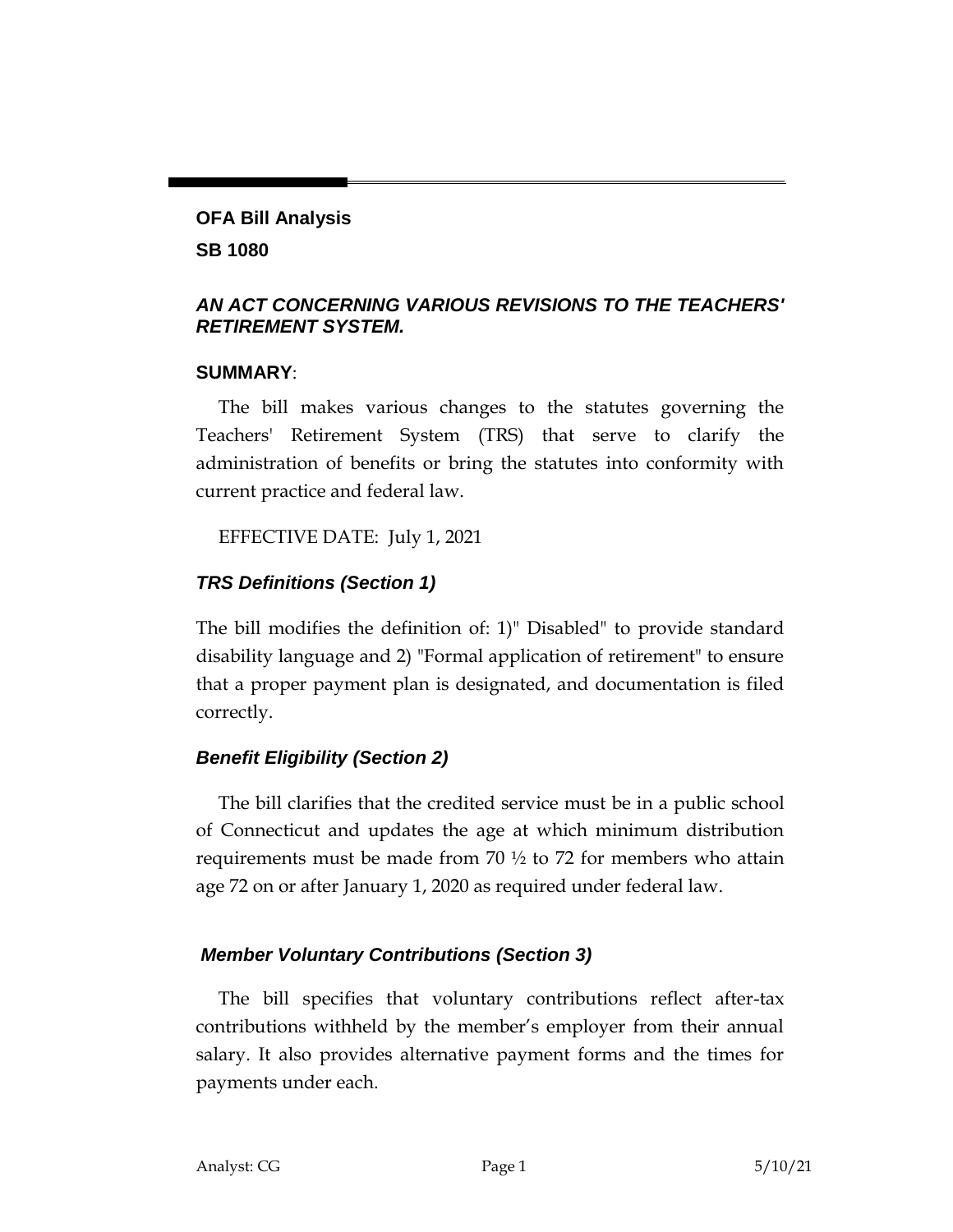**OFA Bill Analysis**

**SB 1080**

***AN ACT CONCERNING VARIOUS REVISIONS TO THE TEACHERS' RETIREMENT SYSTEM.***

**SUMMARY**:

The bill makes various changes to the statutes governing the Teachers' Retirement System (TRS) that serve to clarify the administration of benefits or bring the statutes into conformity with current practice and federal law.

EFFECTIVE DATE: July 1, 2021

### *TRS Definitions (Section 1)*

The bill modifies the definition of: 1)" Disabled" to provide standard disability language and 2) "Formal application of retirement" to ensure that a proper payment plan is designated, and documentation is filed correctly.

### *Benefit Eligibility (Section 2)*

The bill clarifies that the credited service must be in a public school of Connecticut and updates the age at which minimum distribution requirements must be made from 70 ½ to 72 for members who attain age 72 on or after January 1, 2020 as required under federal law.

### *Member Voluntary Contributions (Section 3)*

The bill specifies that voluntary contributions reflect after-tax contributions withheld by the member's employer from their annual salary. It also provides alternative payment forms and the times for payments under each.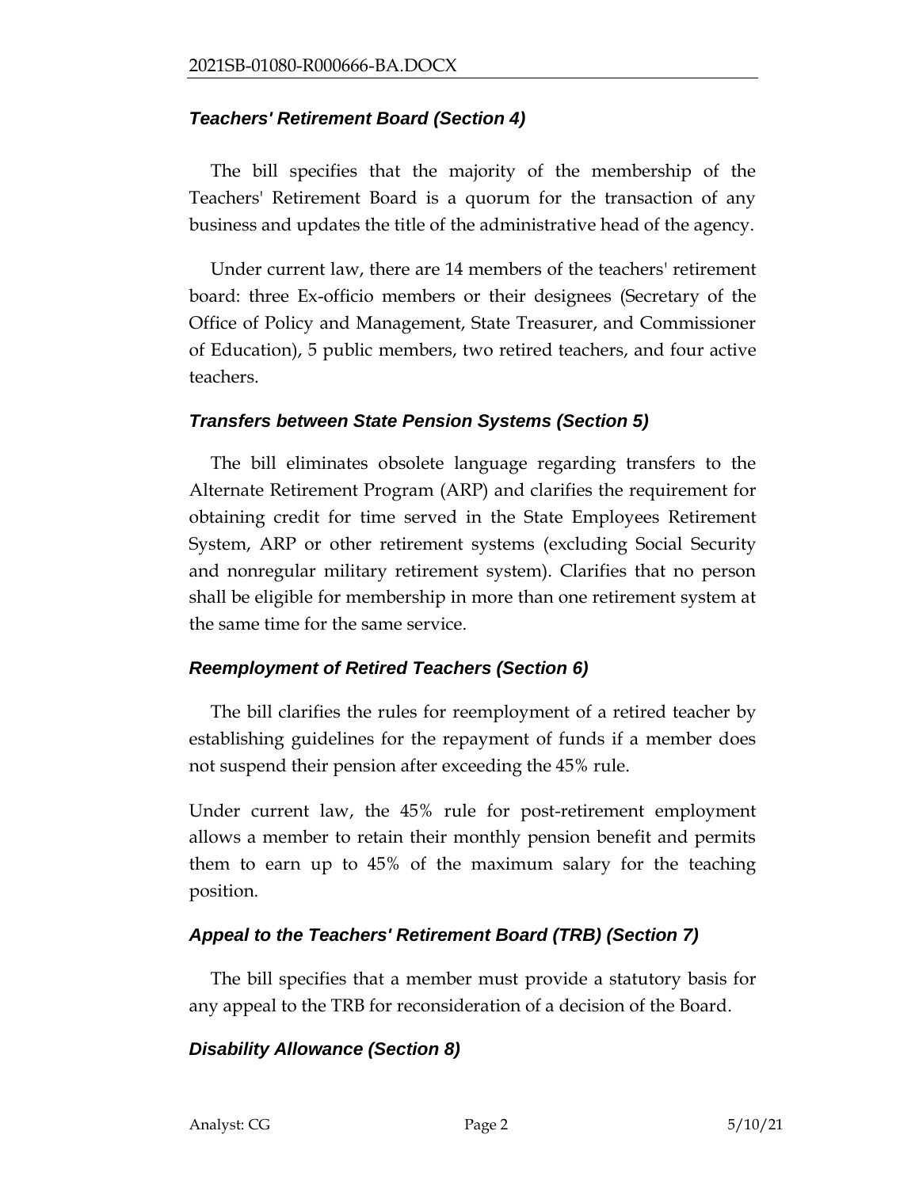### *Teachers' Retirement Board (Section 4)*

The bill specifies that the majority of the membership of the Teachers' Retirement Board is a quorum for the transaction of any business and updates the title of the administrative head of the agency.

Under current law, there are 14 members of the teachers' retirement board: three Ex-officio members or their designees (Secretary of the Office of Policy and Management, State Treasurer, and Commissioner of Education), 5 public members, two retired teachers, and four active teachers.

### *Transfers between State Pension Systems (Section 5)*

The bill eliminates obsolete language regarding transfers to the Alternate Retirement Program (ARP) and clarifies the requirement for obtaining credit for time served in the State Employees Retirement System, ARP or other retirement systems (excluding Social Security and nonregular military retirement system). Clarifies that no person shall be eligible for membership in more than one retirement system at the same time for the same service.

### *Reemployment of Retired Teachers (Section 6)*

The bill clarifies the rules for reemployment of a retired teacher by establishing guidelines for the repayment of funds if a member does not suspend their pension after exceeding the 45% rule.

Under current law, the 45% rule for post-retirement employment allows a member to retain their monthly pension benefit and permits them to earn up to 45% of the maximum salary for the teaching position.

### *Appeal to the Teachers' Retirement Board (TRB) (Section 7)*

The bill specifies that a member must provide a statutory basis for any appeal to the TRB for reconsideration of a decision of the Board.

### *Disability Allowance (Section 8)*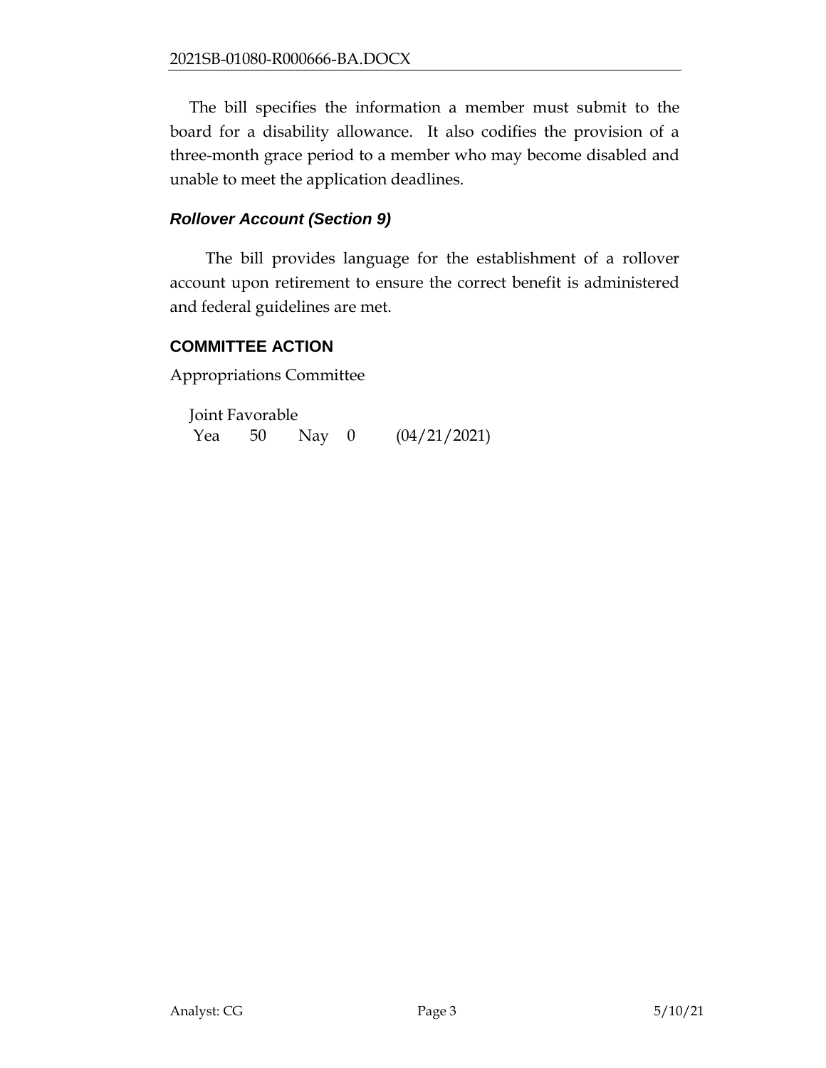The bill specifies the information a member must submit to the board for a disability allowance. It also codifies the provision of a three-month grace period to a member who may become disabled and unable to meet the application deadlines.

### *Rollover Account (Section 9)*

The bill provides language for the establishment of a rollover account upon retirement to ensure the correct benefit is administered and federal guidelines are met.

## COMMITTEE ACTION

Appropriations Committee

Joint Favorable
Yea 50 Nay 0 (04/21/2021)